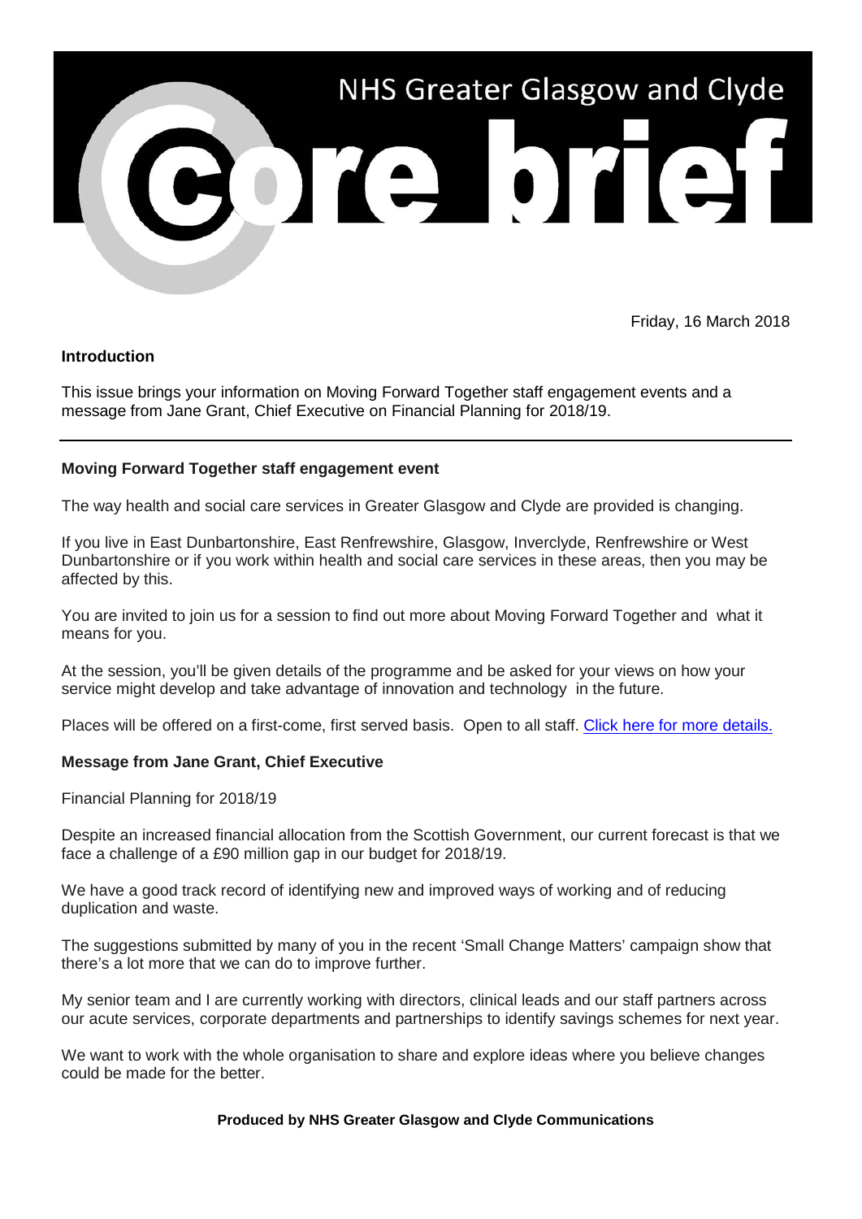# NHS Greater Glasgow and Clyde

# Core brief

Friday, 16 March 2018

**Introduction**

This issue brings your information on Moving Forward Together staff engagement events and a message from Jane Grant, Chief Executive on Financial Planning for 2018/19.

---

**Moving Forward Together staff engagement event**

The way health and social care services in Greater Glasgow and Clyde are provided is changing.

If you live in East Dunbartonshire, East Renfrewshire, Glasgow, Inverclyde, Renfrewshire or West Dunbartonshire or if you work within health and social care services in these areas, then you may be affected by this.

You are invited to join us for a session to find out more about Moving Forward Together and what it means for you.

At the session, you'll be given details of the programme and be asked for your views on how your service might develop and take advantage of innovation and technology in the future.

Places will be offered on a first-come, first served basis. Open to all staff. Click here for more details.

**Message from Jane Grant, Chief Executive**

Financial Planning for 2018/19

Despite an increased financial allocation from the Scottish Government, our current forecast is that we face a challenge of a £90 million gap in our budget for 2018/19.

We have a good track record of identifying new and improved ways of working and of reducing duplication and waste.

The suggestions submitted by many of you in the recent 'Small Change Matters' campaign show that there's a lot more that we can do to improve further.

My senior team and I are currently working with directors, clinical leads and our staff partners across our acute services, corporate departments and partnerships to identify savings schemes for next year.

We want to work with the whole organisation to share and explore ideas where you believe changes could be made for the better.

**Produced by NHS Greater Glasgow and Clyde Communications**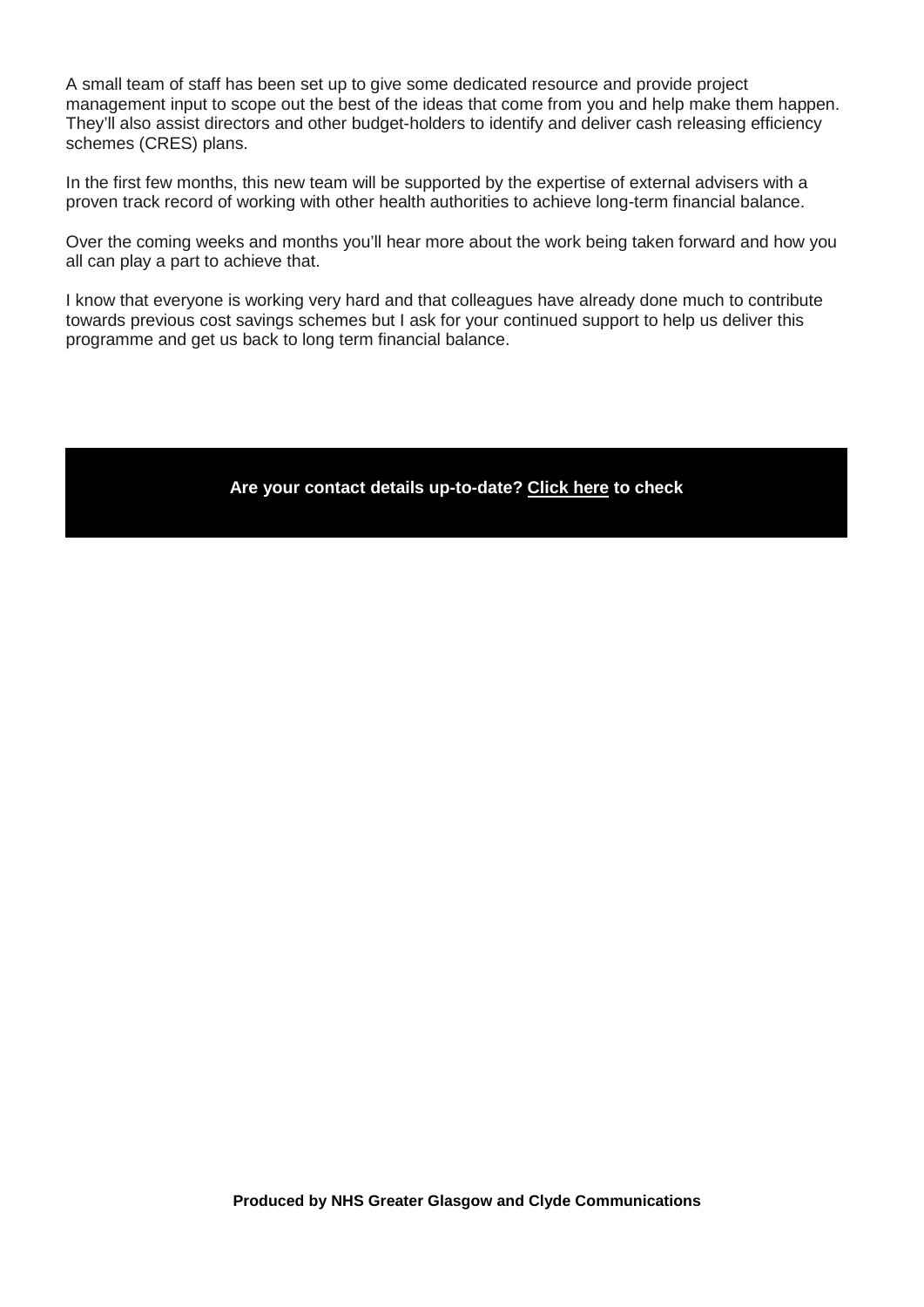A small team of staff has been set up to give some dedicated resource and provide project management input to scope out the best of the ideas that come from you and help make them happen. They'll also assist directors and other budget-holders to identify and deliver cash releasing efficiency schemes (CRES) plans.

In the first few months, this new team will be supported by the expertise of external advisers with a proven track record of working with other health authorities to achieve long-term financial balance.

Over the coming weeks and months you'll hear more about the work being taken forward and how you all can play a part to achieve that.

I know that everyone is working very hard and that colleagues have already done much to contribute towards previous cost savings schemes but I ask for your continued support to help us deliver this programme and get us back to long term financial balance.

**Are your contact details up-to-date? Click here to check**

**Produced by NHS Greater Glasgow and Clyde Communications**